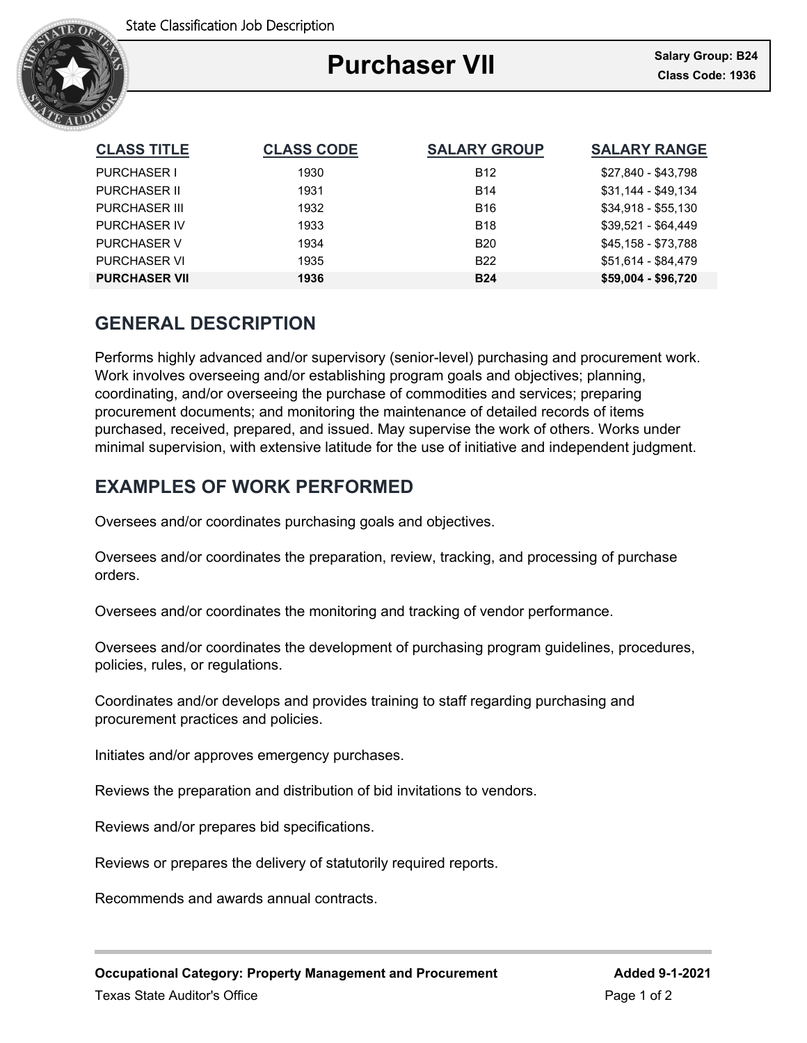# Purchaser VII

**Salary Group: B24**
**Class Code: 1936**

| CLASS TITLE | CLASS CODE | SALARY GROUP | SALARY RANGE |
|---|---|---|---|
| PURCHASER I | 1930 | B12 | $27,840 - $43,798 |
| PURCHASER II | 1931 | B14 | $31,144 - $49,134 |
| PURCHASER III | 1932 | B16 | $34,918 - $55,130 |
| PURCHASER IV | 1933 | B18 | $39,521 - $64,449 |
| PURCHASER V | 1934 | B20 | $45,158 - $73,788 |
| PURCHASER VI | 1935 | B22 | $51,614 - $84,479 |
| **PURCHASER VII** | **1936** | **B24** | **$59,004 - $96,720** |

## GENERAL DESCRIPTION

Performs highly advanced and/or supervisory (senior-level) purchasing and procurement work. Work involves overseeing and/or establishing program goals and objectives; planning, coordinating, and/or overseeing the purchase of commodities and services; preparing procurement documents; and monitoring the maintenance of detailed records of items purchased, received, prepared, and issued. May supervise the work of others. Works under minimal supervision, with extensive latitude for the use of initiative and independent judgment.

## EXAMPLES OF WORK PERFORMED

Oversees and/or coordinates purchasing goals and objectives.

Oversees and/or coordinates the preparation, review, tracking, and processing of purchase orders.

Oversees and/or coordinates the monitoring and tracking of vendor performance.

Oversees and/or coordinates the development of purchasing program guidelines, procedures, policies, rules, or regulations.

Coordinates and/or develops and provides training to staff regarding purchasing and procurement practices and policies.

Initiates and/or approves emergency purchases.

Reviews the preparation and distribution of bid invitations to vendors.

Reviews and/or prepares bid specifications.

Reviews or prepares the delivery of statutorily required reports.

Recommends and awards annual contracts.

**Occupational Category: Property Management and Procurement** **Added 9-1-2021**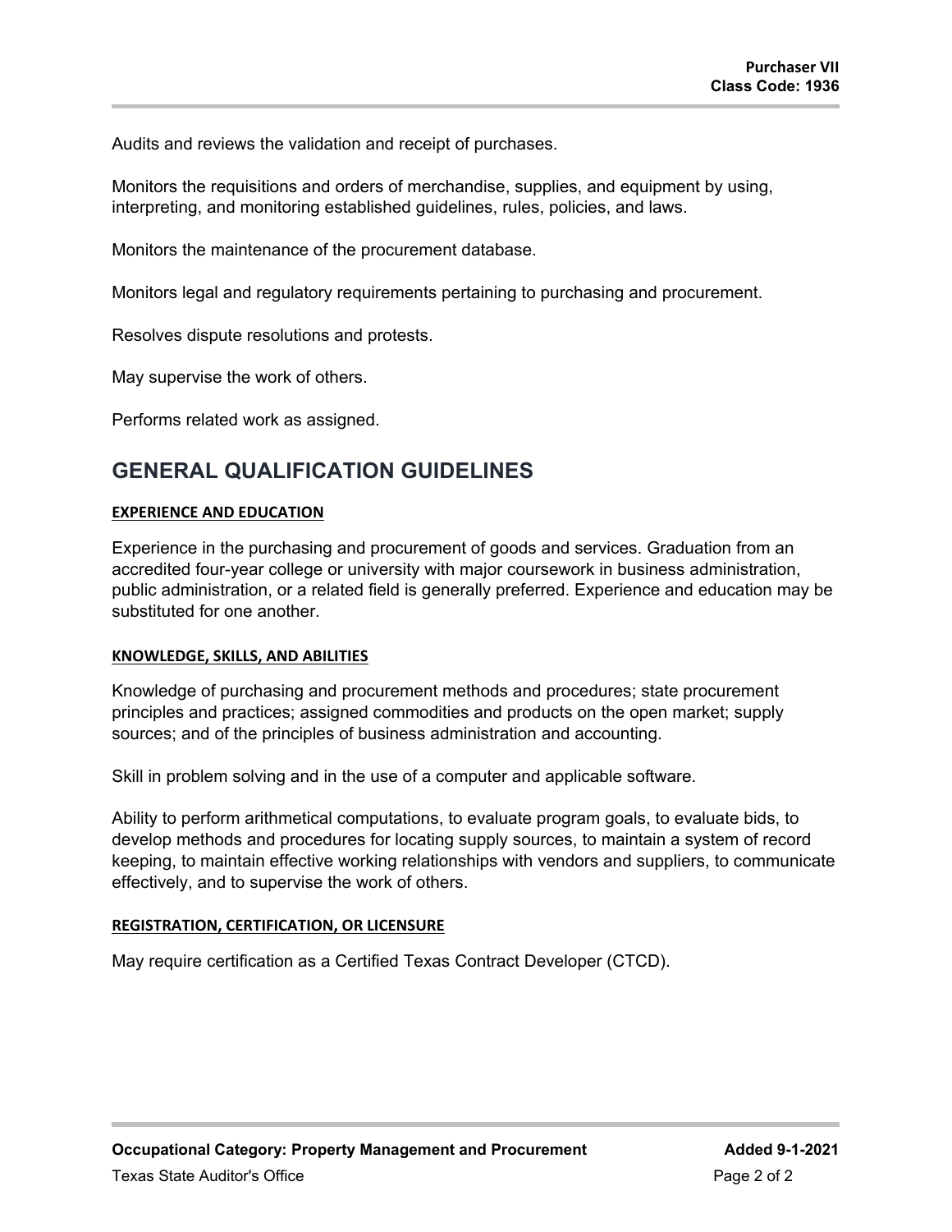Audits and reviews the validation and receipt of purchases.

Monitors the requisitions and orders of merchandise, supplies, and equipment by using, interpreting, and monitoring established guidelines, rules, policies, and laws.

Monitors the maintenance of the procurement database.

Monitors legal and regulatory requirements pertaining to purchasing and procurement.

Resolves dispute resolutions and protests.

May supervise the work of others.

Performs related work as assigned.

## GENERAL QUALIFICATION GUIDELINES

### EXPERIENCE AND EDUCATION

Experience in the purchasing and procurement of goods and services. Graduation from an accredited four-year college or university with major coursework in business administration, public administration, or a related field is generally preferred. Experience and education may be substituted for one another.

### KNOWLEDGE, SKILLS, AND ABILITIES

Knowledge of purchasing and procurement methods and procedures; state procurement principles and practices; assigned commodities and products on the open market; supply sources; and of the principles of business administration and accounting.

Skill in problem solving and in the use of a computer and applicable software.

Ability to perform arithmetical computations, to evaluate program goals, to evaluate bids, to develop methods and procedures for locating supply sources, to maintain a system of record keeping, to maintain effective working relationships with vendors and suppliers, to communicate effectively, and to supervise the work of others.

### REGISTRATION, CERTIFICATION, OR LICENSURE

May require certification as a Certified Texas Contract Developer (CTCD).